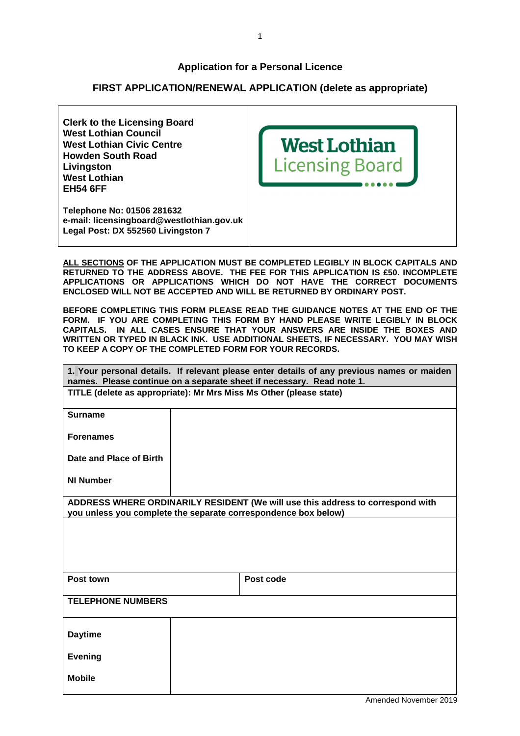# Application for a Personal Licence

## FIRST APPLICATION/RENEWAL APPLICATION (delete as appropriate)

| **Clerk to the Licensing Board**<br>**West Lothian Council**<br>**West Lothian Civic Centre**<br>**Howden South Road**<br>**Livingston**<br>**West Lothian**<br>**EH54 6FF**<br><br>**Telephone No: 01506 281632**<br>**e-mail: licensingboard@westlothian.gov.uk**<br>**Legal Post: DX 552560 Livingston 7** | West Lothian Licensing Board |
|---|---|

**<u>ALL SECTIONS</u> OF THE APPLICATION MUST BE COMPLETED LEGIBLY IN BLOCK CAPITALS AND RETURNED TO THE ADDRESS ABOVE. THE FEE FOR THIS APPLICATION IS £50. INCOMPLETE APPLICATIONS OR APPLICATIONS WHICH DO NOT HAVE THE CORRECT DOCUMENTS ENCLOSED WILL NOT BE ACCEPTED AND WILL BE RETURNED BY ORDINARY POST.**

**BEFORE COMPLETING THIS FORM PLEASE READ THE GUIDANCE NOTES AT THE END OF THE FORM. IF YOU ARE COMPLETING THIS FORM BY HAND PLEASE WRITE LEGIBLY IN BLOCK CAPITALS. IN ALL CASES ENSURE THAT YOUR ANSWERS ARE INSIDE THE BOXES AND WRITTEN OR TYPED IN BLACK INK. USE ADDITIONAL SHEETS, IF NECESSARY. YOU MAY WISH TO KEEP A COPY OF THE COMPLETED FORM FOR YOUR RECORDS.**

| **1. Your personal details. If relevant please enter details of any previous names or maiden names. Please continue on a separate sheet if necessary. Read note 1.** | |
|---|---|
| **TITLE (delete as appropriate): Mr Mrs Miss Ms Other (please state)** | |
| **Surname** | |
| **Forenames** | |
| **Date and Place of Birth** | |
| **NI Number** | |
| **ADDRESS WHERE ORDINARILY RESIDENT (We will use this address to correspond with you unless you complete the separate correspondence box below)** | |
| | |
| **Post town** | **Post code** |
| **TELEPHONE NUMBERS** | |
| **Daytime** | |
| **Evening** | |
| **Mobile** | |

Amended November 2019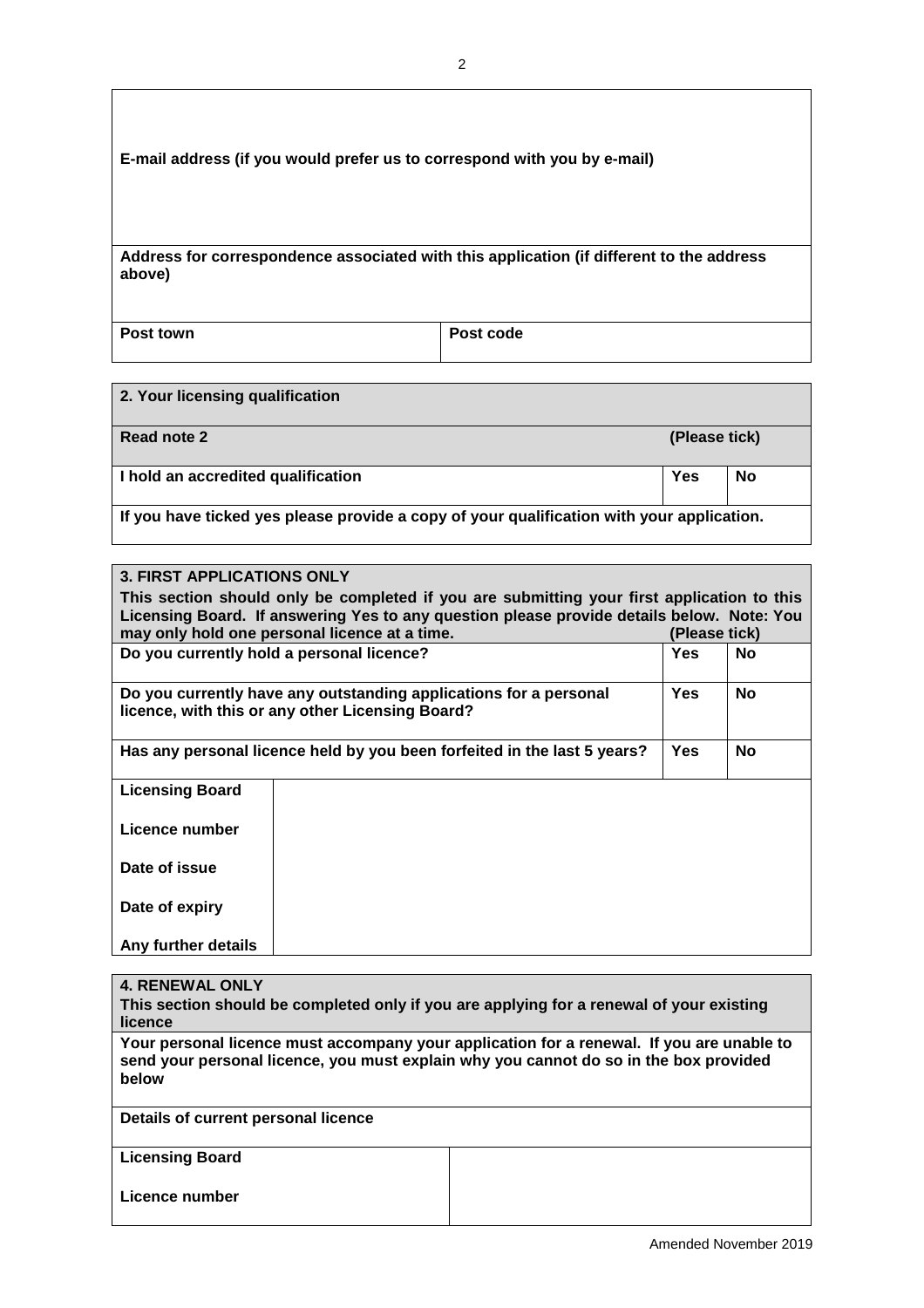| E-mail address (if you would prefer us to correspond with you by e-mail) | |
|---|---|
| **Address for correspondence associated with this application (if different to the address above)** | |
| **Post town** | **Post code** |

| 2. Your licensing qualification | | |
|---|---|---|
| **Read note 2** | **(Please tick)** | |
| **I hold an accredited qualification** | **Yes** | **No** |
| **If you have ticked yes please provide a copy of your qualification with your application.** | | |

| 3. FIRST APPLICATIONS ONLY | | |
|---|---|---|
| **This section should only be completed if you are submitting your first application to this Licensing Board. If answering Yes to any question please provide details below. Note: You may only hold one personal licence at a time.** | **(Please tick)** | |
| **Do you currently hold a personal licence?** | **Yes** | **No** |
| **Do you currently have any outstanding applications for a personal licence, with this or any other Licensing Board?** | **Yes** | **No** |
| **Has any personal licence held by you been forfeited in the last 5 years?** | **Yes** | **No** |

| Licensing Board | |
|---|---|
| **Licence number** | |
| **Date of issue** | |
| **Date of expiry** | |
| **Any further details** | |

| 4. RENEWAL ONLY | |
|---|---|
| **This section should be completed only if you are applying for a renewal of your existing licence** | |
| **Your personal licence must accompany your application for a renewal. If you are unable to send your personal licence, you must explain why you cannot do so in the box provided below** | |
| **Details of current personal licence** | |
| **Licensing Board** | |
| **Licence number** | |

Amended November 2019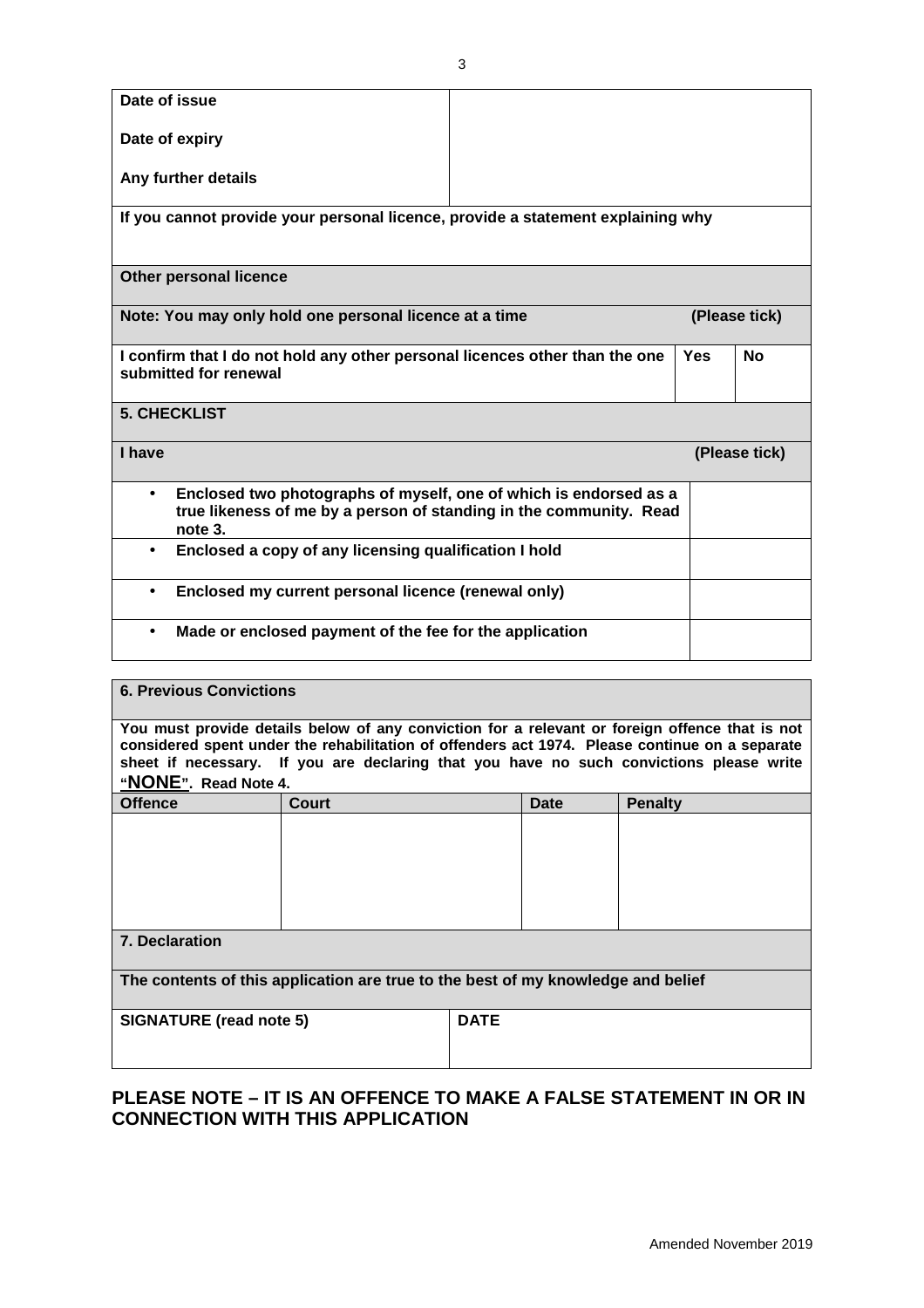| | |
|---|---|
| **Date of issue** | |
| **Date of expiry** | |
| **Any further details** | |

**If you cannot provide your personal licence, provide a statement explaining why**

**Other personal licence**

| **Note: You may only hold one personal licence at a time** | **(Please tick)** | |
|---|---|---|
| **I confirm that I do not hold any other personal licences other than the one submitted for renewal** | **Yes** | **No** |

## 5. CHECKLIST

| **I have** | **(Please tick)** |
|---|---|
| • **Enclosed two photographs of myself, one of which is endorsed as a true likeness of me by a person of standing in the community. Read note 3.** | |
| • **Enclosed a copy of any licensing qualification I hold** | |
| • **Enclosed my current personal licence (renewal only)** | |
| • **Made or enclosed payment of the fee for the application** | |

## 6. Previous Convictions

**You must provide details below of any conviction for a relevant or foreign offence that is not considered spent under the rehabilitation of offenders act 1974. Please continue on a separate sheet if necessary. If you are declaring that you have no such convictions please write "NONE". Read Note 4.**

| Offence | Court | Date | Penalty |
|---|---|---|---|
| | | | |

## 7. Declaration

**The contents of this application are true to the best of my knowledge and belief**

| **SIGNATURE (read note 5)** | **DATE** |
|---|---|
| | |

**PLEASE NOTE – IT IS AN OFFENCE TO MAKE A FALSE STATEMENT IN OR IN CONNECTION WITH THIS APPLICATION**

Amended November 2019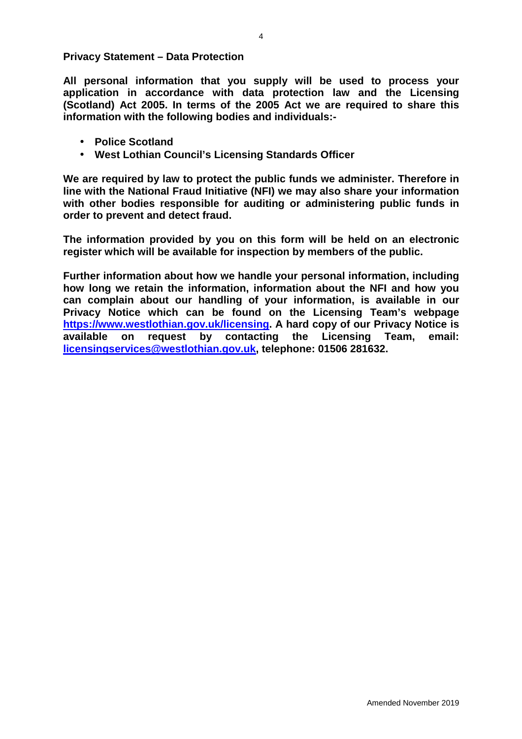## Privacy Statement – Data Protection

**All personal information that you supply will be used to process your application in accordance with data protection law and the Licensing (Scotland) Act 2005. In terms of the 2005 Act we are required to share this information with the following bodies and individuals:-**

- **Police Scotland**
- **West Lothian Council's Licensing Standards Officer**

**We are required by law to protect the public funds we administer. Therefore in line with the National Fraud Initiative (NFI) we may also share your information with other bodies responsible for auditing or administering public funds in order to prevent and detect fraud.**

**The information provided by you on this form will be held on an electronic register which will be available for inspection by members of the public.**

**Further information about how we handle your personal information, including how long we retain the information, information about the NFI and how you can complain about our handling of your information, is available in our Privacy Notice which can be found on the Licensing Team's webpage [https://www.westlothian.gov.uk/licensing](https://www.westlothian.gov.uk/licensing). A hard copy of our Privacy Notice is available on request by contacting the Licensing Team, email: [licensingservices@westlothian.gov.uk](mailto:licensingservices@westlothian.gov.uk), telephone: 01506 281632.**

Amended November 2019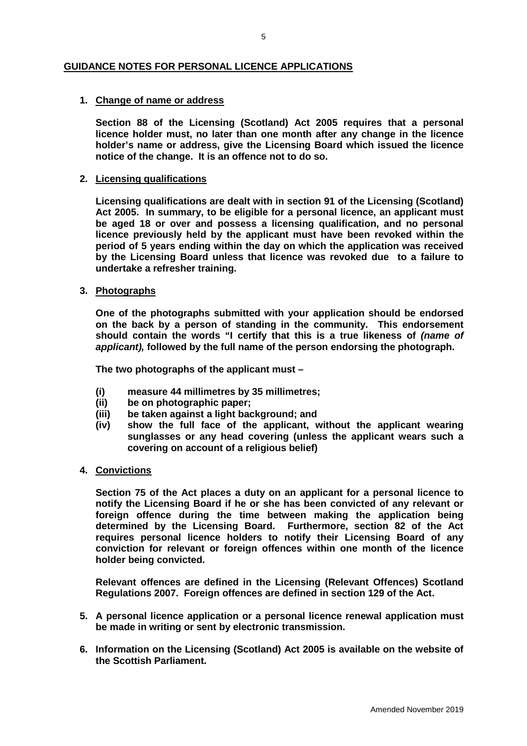## GUIDANCE NOTES FOR PERSONAL LICENCE APPLICATIONS

1. **Change of name or address**

   **Section 88 of the Licensing (Scotland) Act 2005 requires that a personal licence holder must, no later than one month after any change in the licence holder's name or address, give the Licensing Board which issued the licence notice of the change. It is an offence not to do so.**

2. **Licensing qualifications**

   **Licensing qualifications are dealt with in section 91 of the Licensing (Scotland) Act 2005. In summary, to be eligible for a personal licence, an applicant must be aged 18 or over and possess a licensing qualification, and no personal licence previously held by the applicant must have been revoked within the period of 5 years ending within the day on which the application was received by the Licensing Board unless that licence was revoked due to a failure to undertake a refresher training.**

3. **Photographs**

   **One of the photographs submitted with your application should be endorsed on the back by a person of standing in the community. This endorsement should contain the words "I certify that this is a true likeness of *(name of applicant),* followed by the full name of the person endorsing the photograph.**

   **The two photographs of the applicant must –**

   **(i) measure 44 millimetres by 35 millimetres;**
   **(ii) be on photographic paper;**
   **(iii) be taken against a light background; and**
   **(iv) show the full face of the applicant, without the applicant wearing sunglasses or any head covering (unless the applicant wears such a covering on account of a religious belief)**

4. **Convictions**

   **Section 75 of the Act places a duty on an applicant for a personal licence to notify the Licensing Board if he or she has been convicted of any relevant or foreign offence during the time between making the application being determined by the Licensing Board. Furthermore, section 82 of the Act requires personal licence holders to notify their Licensing Board of any conviction for relevant or foreign offences within one month of the licence holder being convicted.**

   **Relevant offences are defined in the Licensing (Relevant Offences) Scotland Regulations 2007. Foreign offences are defined in section 129 of the Act.**

5. **A personal licence application or a personal licence renewal application must be made in writing or sent by electronic transmission.**

6. **Information on the Licensing (Scotland) Act 2005 is available on the website of the Scottish Parliament.**

Amended November 2019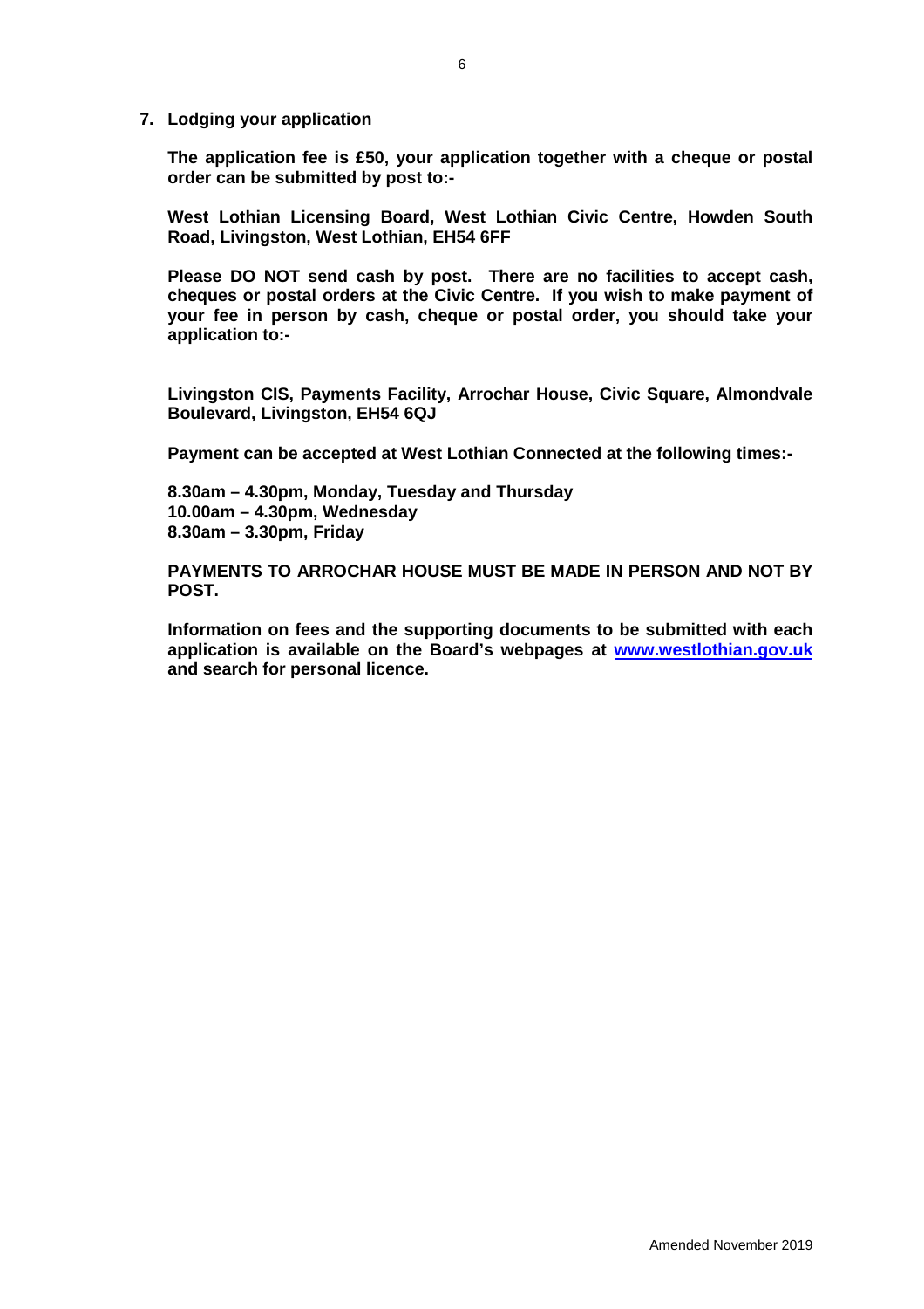## 7. Lodging your application

**The application fee is £50, your application together with a cheque or postal order can be submitted by post to:-**

**West Lothian Licensing Board, West Lothian Civic Centre, Howden South Road, Livingston, West Lothian, EH54 6FF**

**Please DO NOT send cash by post. There are no facilities to accept cash, cheques or postal orders at the Civic Centre. If you wish to make payment of your fee in person by cash, cheque or postal order, you should take your application to:-**

**Livingston CIS, Payments Facility, Arrochar House, Civic Square, Almondvale Boulevard, Livingston, EH54 6QJ**

**Payment can be accepted at West Lothian Connected at the following times:-**

**8.30am – 4.30pm, Monday, Tuesday and Thursday**
**10.00am – 4.30pm, Wednesday**
**8.30am – 3.30pm, Friday**

**PAYMENTS TO ARROCHAR HOUSE MUST BE MADE IN PERSON AND NOT BY POST.**

**Information on fees and the supporting documents to be submitted with each application is available on the Board's webpages at [www.westlothian.gov.uk](http://www.westlothian.gov.uk) and search for personal licence.**

Amended November 2019